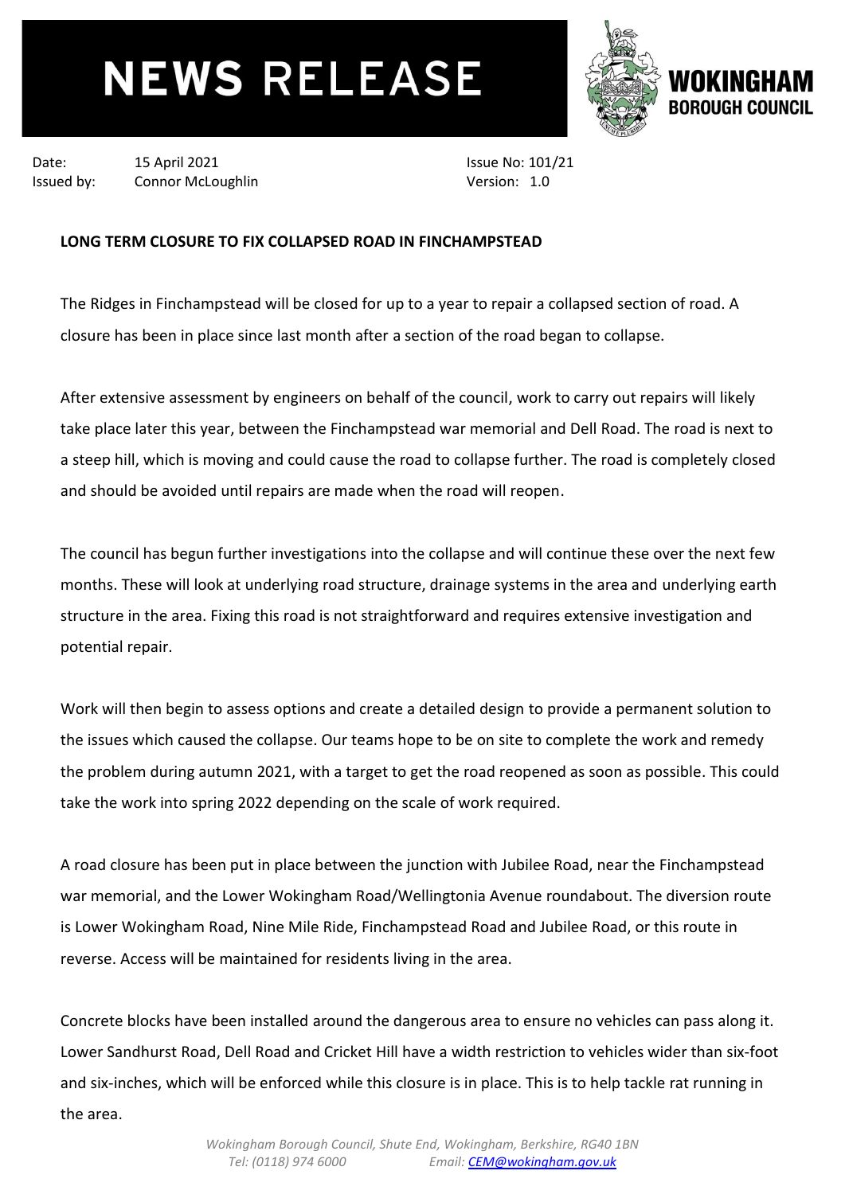# NEWS RELEASE

**WOKINGHAM BOROUGH COUNCIL**

Date: 15 April 2021
Issued by: Connor McLoughlin

Issue No: 101/21
Version: 1.0

**LONG TERM CLOSURE TO FIX COLLAPSED ROAD IN FINCHAMPSTEAD**

The Ridges in Finchampstead will be closed for up to a year to repair a collapsed section of road. A closure has been in place since last month after a section of the road began to collapse.

After extensive assessment by engineers on behalf of the council, work to carry out repairs will likely take place later this year, between the Finchampstead war memorial and Dell Road. The road is next to a steep hill, which is moving and could cause the road to collapse further. The road is completely closed and should be avoided until repairs are made when the road will reopen.

The council has begun further investigations into the collapse and will continue these over the next few months. These will look at underlying road structure, drainage systems in the area and underlying earth structure in the area. Fixing this road is not straightforward and requires extensive investigation and potential repair.

Work will then begin to assess options and create a detailed design to provide a permanent solution to the issues which caused the collapse. Our teams hope to be on site to complete the work and remedy the problem during autumn 2021, with a target to get the road reopened as soon as possible. This could take the work into spring 2022 depending on the scale of work required.

A road closure has been put in place between the junction with Jubilee Road, near the Finchampstead war memorial, and the Lower Wokingham Road/Wellingtonia Avenue roundabout. The diversion route is Lower Wokingham Road, Nine Mile Ride, Finchampstead Road and Jubilee Road, or this route in reverse. Access will be maintained for residents living in the area.

Concrete blocks have been installed around the dangerous area to ensure no vehicles can pass along it. Lower Sandhurst Road, Dell Road and Cricket Hill have a width restriction to vehicles wider than six-foot and six-inches, which will be enforced while this closure is in place. This is to help tackle rat running in the area.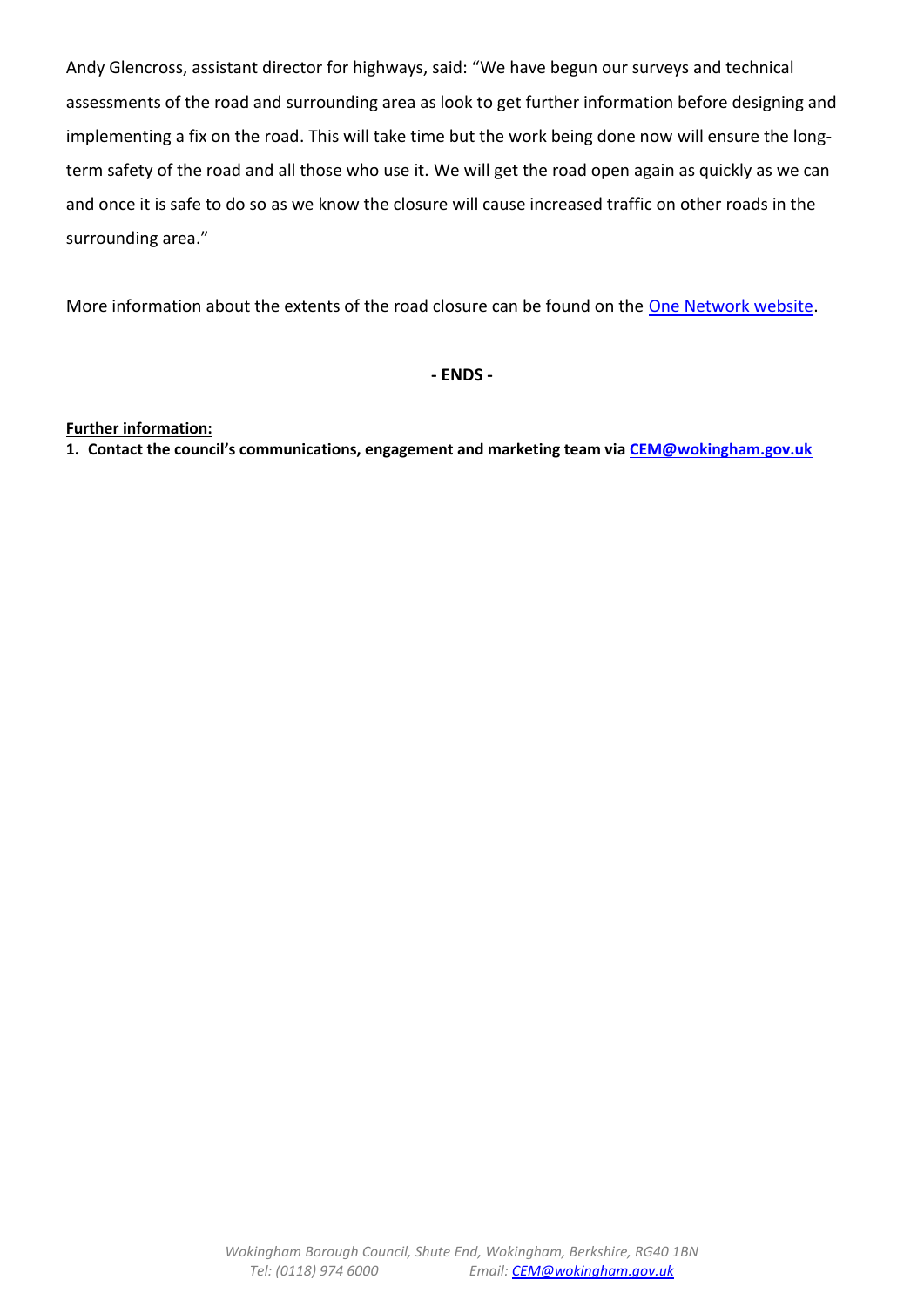Andy Glencross, assistant director for highways, said: "We have begun our surveys and technical assessments of the road and surrounding area as look to get further information before designing and implementing a fix on the road. This will take time but the work being done now will ensure the long-term safety of the road and all those who use it. We will get the road open again as quickly as we can and once it is safe to do so as we know the closure will cause increased traffic on other roads in the surrounding area."

More information about the extents of the road closure can be found on the One Network website.

**- ENDS -**

**Further information:**

1. **Contact the council's communications, engagement and marketing team via CEM@wokingham.gov.uk**